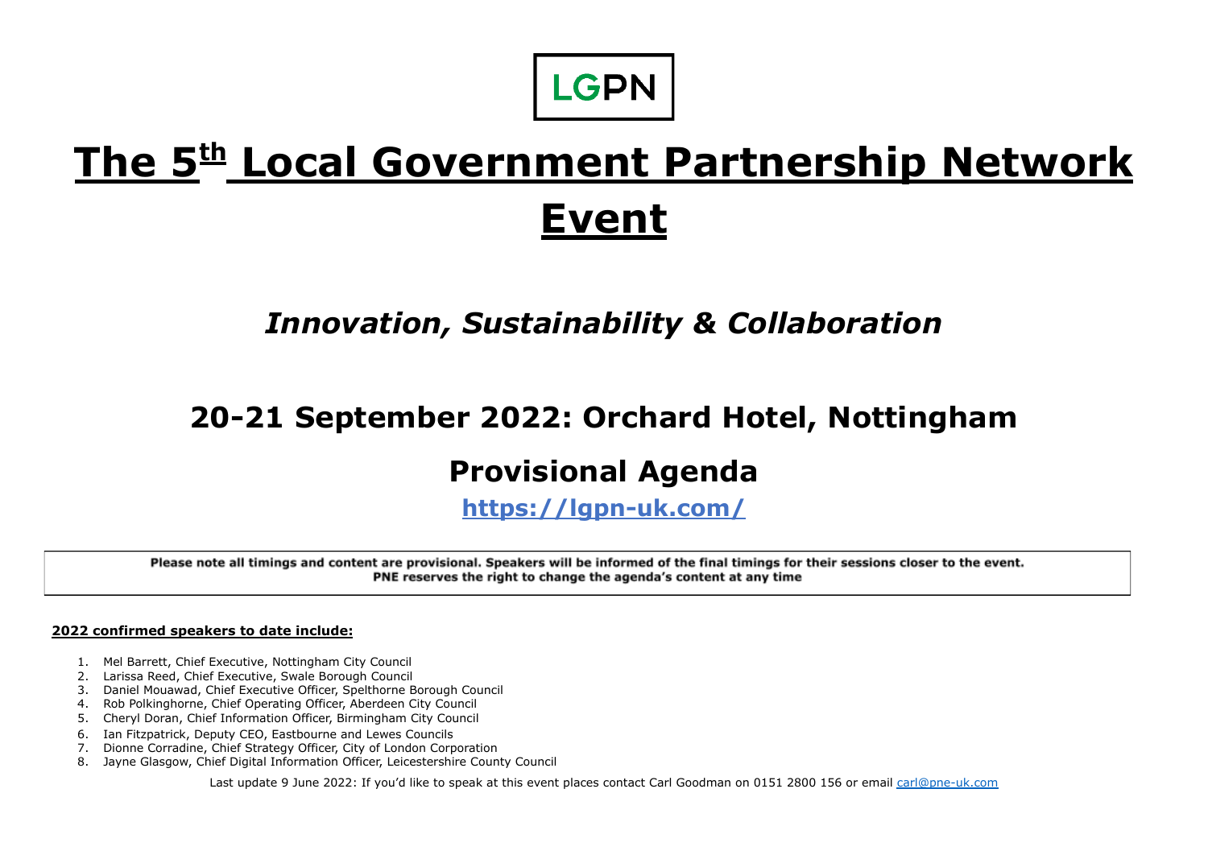LGPN

# The 5th Local Government Partnership Network Event

## *Innovation, Sustainability & Collaboration*

## 20-21 September 2022: Orchard Hotel, Nottingham

## Provisional Agenda

**https://lgpn-uk.com/**

**Please note all timings and content are provisional. Speakers will be informed of the final timings for their sessions closer to the event. PNE reserves the right to change the agenda's content at any time**

**2022 confirmed speakers to date include:**

1. Mel Barrett, Chief Executive, Nottingham City Council
2. Larissa Reed, Chief Executive, Swale Borough Council
3. Daniel Mouawad, Chief Executive Officer, Spelthorne Borough Council
4. Rob Polkinghorne, Chief Operating Officer, Aberdeen City Council
5. Cheryl Doran, Chief Information Officer, Birmingham City Council
6. Ian Fitzpatrick, Deputy CEO, Eastbourne and Lewes Councils
7. Dionne Corradine, Chief Strategy Officer, City of London Corporation
8. Jayne Glasgow, Chief Digital Information Officer, Leicestershire County Council

Last update 9 June 2022: If you'd like to speak at this event places contact Carl Goodman on 0151 2800 156 or email carl@pne-uk.com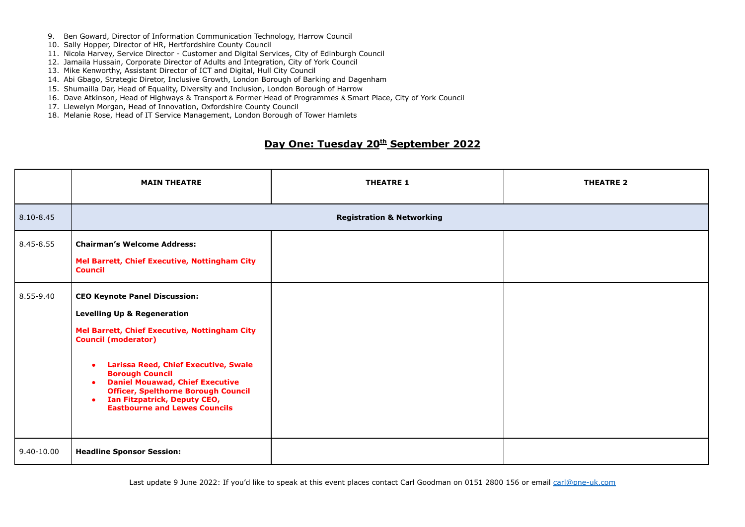9. Ben Goward, Director of Information Communication Technology, Harrow Council
10. Sally Hopper, Director of HR, Hertfordshire County Council
11. Nicola Harvey, Service Director - Customer and Digital Services, City of Edinburgh Council
12. Jamaila Hussain, Corporate Director of Adults and Integration, City of York Council
13. Mike Kenworthy, Assistant Director of ICT and Digital, Hull City Council
14. Abi Gbago, Strategic Diretor, Inclusive Growth, London Borough of Barking and Dagenham
15. Shumailla Dar, Head of Equality, Diversity and Inclusion, London Borough of Harrow
16. Dave Atkinson, Head of Highways & Transport & Former Head of Programmes & Smart Place, City of York Council
17. Llewelyn Morgan, Head of Innovation, Oxfordshire County Council
18. Melanie Rose, Head of IT Service Management, London Borough of Tower Hamlets

## Day One: Tuesday 20th September 2022

| | MAIN THEATRE | THEATRE 1 | THEATRE 2 |
|---|---|---|---|
| 8.10-8.45 | **Registration & Networking** | | |
| 8.45-8.55 | **Chairman's Welcome Address:** **Mel Barrett, Chief Executive, Nottingham City Council** | | |
| 8.55-9.40 | **CEO Keynote Panel Discussion:** **Levelling Up & Regeneration** **Mel Barrett, Chief Executive, Nottingham City Council (moderator)** <br>• **Larissa Reed, Chief Executive, Swale Borough Council** <br>• **Daniel Mouawad, Chief Executive Officer, Spelthorne Borough Council** <br>• **Ian Fitzpatrick, Deputy CEO, Eastbourne and Lewes Councils** | | |
| 9.40-10.00 | **Headline Sponsor Session:** | | |

Last update 9 June 2022: If you'd like to speak at this event places contact Carl Goodman on 0151 2800 156 or email carl@pne-uk.com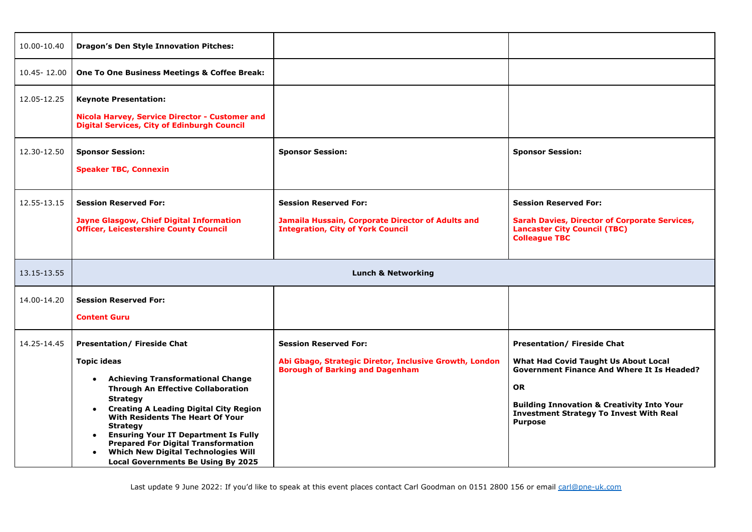| | | | |
|---|---|---|---|
| 10.00-10.40 | **Dragon's Den Style Innovation Pitches:** | | |
| 10.45- 12.00 | **One To One Business Meetings & Coffee Break:** | | |
| 12.05-12.25 | **Keynote Presentation:**<br><br>**Nicola Harvey, Service Director - Customer and Digital Services, City of Edinburgh Council** | | |
| 12.30-12.50 | **Sponsor Session:**<br><br>**Speaker TBC, Connexin** | **Sponsor Session:** | **Sponsor Session:** |
| 12.55-13.15 | **Session Reserved For:**<br><br>**Jayne Glasgow, Chief Digital Information Officer, Leicestershire County Council** | **Session Reserved For:**<br><br>**Jamaila Hussain, Corporate Director of Adults and Integration, City of York Council** | **Session Reserved For:**<br><br>**Sarah Davies, Director of Corporate Services, Lancaster City Council (TBC)**<br>**Colleague TBC** |
| 13.15-13.55 | **Lunch & Networking** | | |
| 14.00-14.20 | **Session Reserved For:**<br><br>**Content Guru** | | |
| 14.25-14.45 | **Presentation/ Fireside Chat**<br><br>**Topic ideas**<br><br>• **Achieving Transformational Change Through An Effective Collaboration Strategy**<br>• **Creating A Leading Digital City Region With Residents The Heart Of Your Strategy**<br>• **Ensuring Your IT Department Is Fully Prepared For Digital Transformation**<br>• **Which New Digital Technologies Will Local Governments Be Using By 2025** | **Session Reserved For:**<br><br>**Abi Gbago, Strategic Diretor, Inclusive Growth, London Borough of Barking and Dagenham** | **Presentation/ Fireside Chat**<br><br>**What Had Covid Taught Us About Local Government Finance And Where It Is Headed?**<br><br>**OR**<br><br>**Building Innovation & Creativity Into Your Investment Strategy To Invest With Real Purpose** |

Last update 9 June 2022: If you'd like to speak at this event places contact Carl Goodman on 0151 2800 156 or email carl@pne-uk.com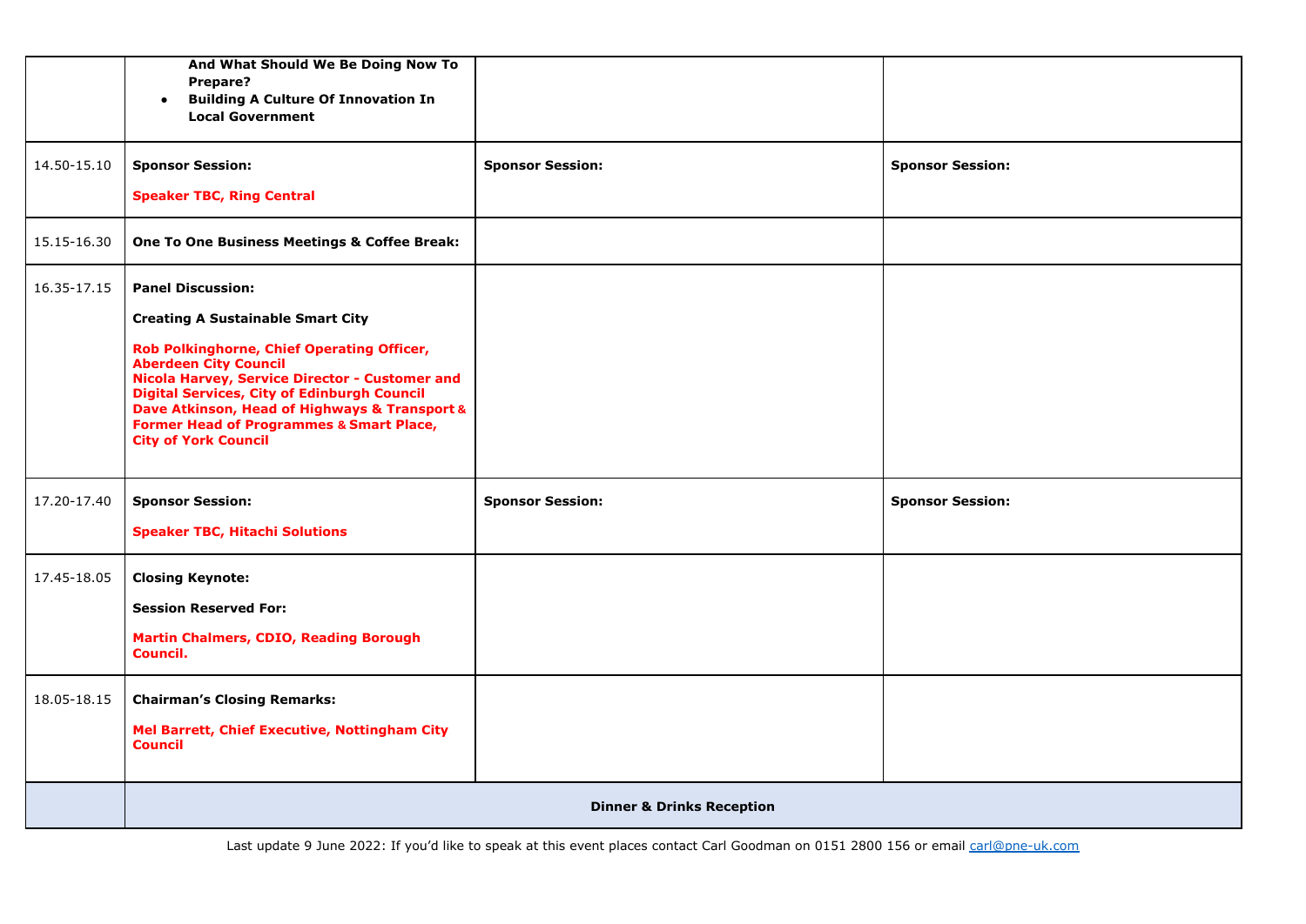| | | | |
|---|---|---|---|
| | **And What Should We Be Doing Now To Prepare?**<br>• **Building A Culture Of Innovation In Local Government** | | |
| 14.50-15.10 | **Sponsor Session:**<br><br>**Speaker TBC, Ring Central** | **Sponsor Session:** | **Sponsor Session:** |
| 15.15-16.30 | **One To One Business Meetings & Coffee Break:** | | |
| 16.35-17.15 | **Panel Discussion:**<br><br>**Creating A Sustainable Smart City**<br><br>**Rob Polkinghorne, Chief Operating Officer, Aberdeen City Council**<br>**Nicola Harvey, Service Director - Customer and Digital Services, City of Edinburgh Council**<br>**Dave Atkinson, Head of Highways & Transport & Former Head of Programmes & Smart Place, City of York Council** | | |
| 17.20-17.40 | **Sponsor Session:**<br><br>**Speaker TBC, Hitachi Solutions** | **Sponsor Session:** | **Sponsor Session:** |
| 17.45-18.05 | **Closing Keynote:**<br><br>**Session Reserved For:**<br><br>**Martin Chalmers, CDIO, Reading Borough Council.** | | |
| 18.05-18.15 | **Chairman's Closing Remarks:**<br><br>**Mel Barrett, Chief Executive, Nottingham City Council** | | |
| | **Dinner & Drinks Reception** | | |

Last update 9 June 2022: If you'd like to speak at this event places contact Carl Goodman on 0151 2800 156 or email carl@pne-uk.com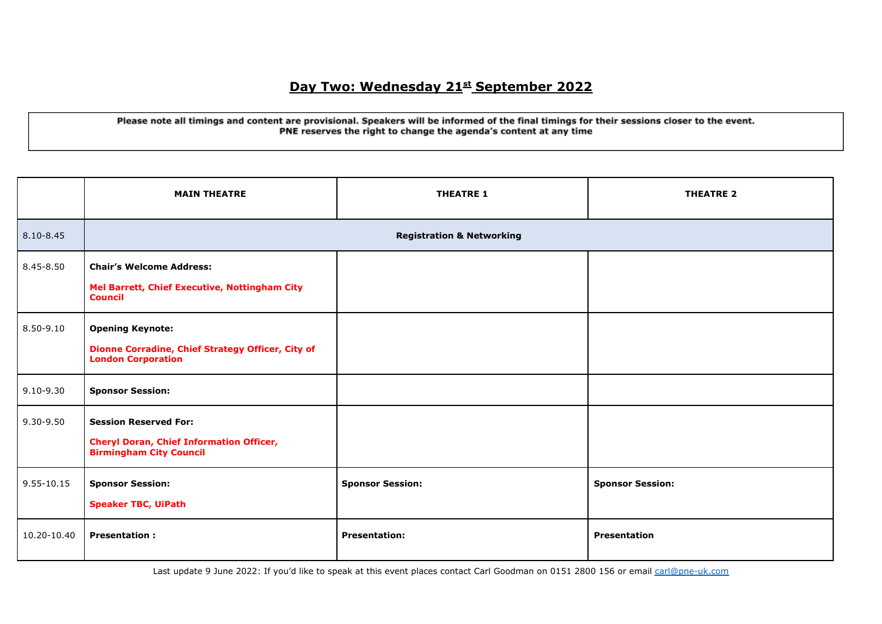# Day Two: Wednesday 21st September 2022

**Please note all timings and content are provisional. Speakers will be informed of the final timings for their sessions closer to the event. PNE reserves the right to change the agenda's content at any time**

| | MAIN THEATRE | THEATRE 1 | THEATRE 2 |
|---|---|---|---|
| 8.10-8.45 | **Registration & Networking** | | |
| 8.45-8.50 | **Chair's Welcome Address:** **Mel Barrett, Chief Executive, Nottingham City Council** | | |
| 8.50-9.10 | **Opening Keynote:** **Dionne Corradine, Chief Strategy Officer, City of London Corporation** | | |
| 9.10-9.30 | **Sponsor Session:** | | |
| 9.30-9.50 | **Session Reserved For:** **Cheryl Doran, Chief Information Officer, Birmingham City Council** | | |
| 9.55-10.15 | **Sponsor Session:** **Speaker TBC, UiPath** | **Sponsor Session:** | **Sponsor Session:** |
| 10.20-10.40 | **Presentation :** | **Presentation:** | **Presentation** |

Last update 9 June 2022: If you'd like to speak at this event places contact Carl Goodman on 0151 2800 156 or email carl@pne-uk.com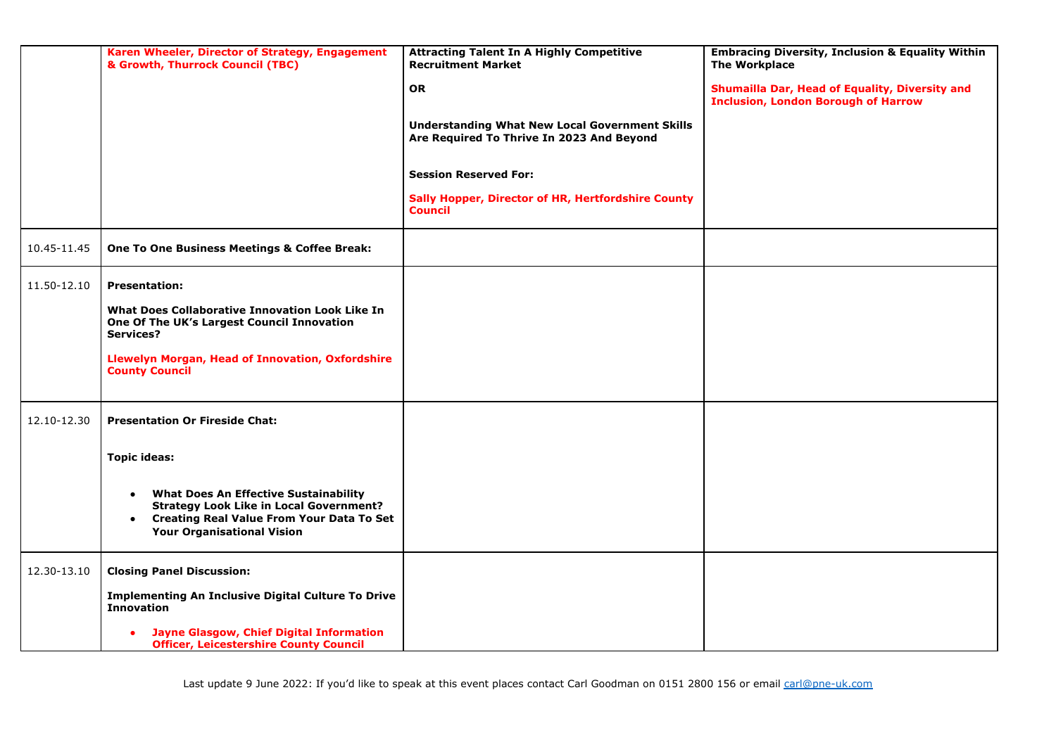| | | | |
|---|---|---|---|
| | **Karen Wheeler, Director of Strategy, Engagement & Growth, Thurrock Council (TBC)** | **Attracting Talent In A Highly Competitive Recruitment Market**<br><br>**OR**<br><br>**Understanding What New Local Government Skills Are Required To Thrive In 2023 And Beyond**<br><br>**Session Reserved For:**<br><br>**Sally Hopper, Director of HR, Hertfordshire County Council** | **Embracing Diversity, Inclusion & Equality Within The Workplace**<br><br>**Shumailla Dar, Head of Equality, Diversity and Inclusion, London Borough of Harrow** |
| 10.45-11.45 | **One To One Business Meetings & Coffee Break:** | | |
| 11.50-12.10 | **Presentation:**<br><br>**What Does Collaborative Innovation Look Like In One Of The UK's Largest Council Innovation Services?**<br><br>**Llewelyn Morgan, Head of Innovation, Oxfordshire County Council** | | |
| 12.10-12.30 | **Presentation Or Fireside Chat:**<br><br>**Topic ideas:**<br><br>• **What Does An Effective Sustainability Strategy Look Like in Local Government?**<br>• **Creating Real Value From Your Data To Set Your Organisational Vision** | | |
| 12.30-13.10 | **Closing Panel Discussion:**<br><br>**Implementing An Inclusive Digital Culture To Drive Innovation**<br><br>• **Jayne Glasgow, Chief Digital Information Officer, Leicestershire County Council** | | |

Last update 9 June 2022: If you'd like to speak at this event places contact Carl Goodman on 0151 2800 156 or email carl@pne-uk.com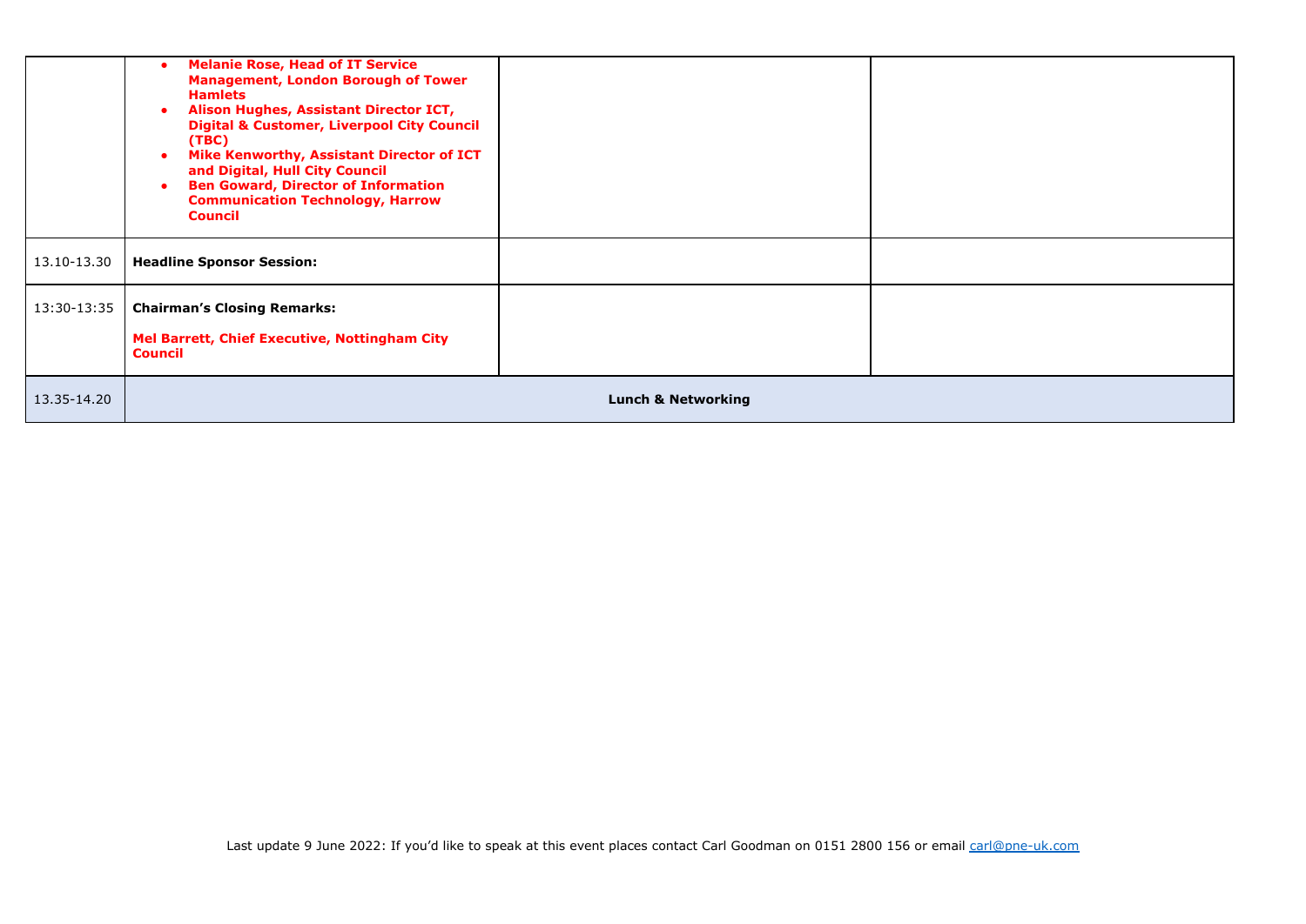| | | | |
|---|---|---|---|
| | • **Melanie Rose, Head of IT Service Management, London Borough of Tower Hamlets**<br>• **Alison Hughes, Assistant Director ICT, Digital & Customer, Liverpool City Council (TBC)**<br>• **Mike Kenworthy, Assistant Director of ICT and Digital, Hull City Council**<br>• **Ben Goward, Director of Information Communication Technology, Harrow Council** | | |
| 13.10-13.30 | **Headline Sponsor Session:** | | |
| 13:30-13:35 | **Chairman's Closing Remarks:**<br><br>**Mel Barrett, Chief Executive, Nottingham City Council** | | |
| 13.35-14.20 | **Lunch & Networking** | | |

Last update 9 June 2022: If you'd like to speak at this event places contact Carl Goodman on 0151 2800 156 or email carl@pne-uk.com